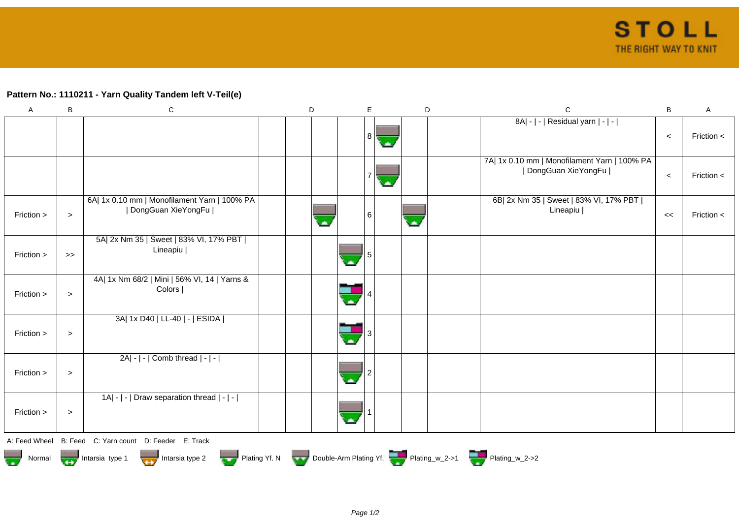**Pattern No.: 1110211 - Yarn Quality Tandem left V-Teil(e)**

| A | B | C | | D | | | E | | D | | | C | B | A |
|---|---|---|---|---|---|---|---|---|---|---|---|---|---|---|
| | | | | | | | 8 | | | | | 8A\| - \| - \| Residual yarn \| - \| - \| | < | Friction < |
| | | | | | | | 7 | | | | | 7A\| 1x 0.10 mm \| Monofilament Yarn \| 100% PA \| DongGuan XieYongFu \| | < | Friction < |
| Friction > | > | 6A\| 1x 0.10 mm \| Monofilament Yarn \| 100% PA \| DongGuan XieYongFu \| | | | | | 6 | | | | | 6B\| 2x Nm 35 \| Sweet \| 83% VI, 17% PBT \| Lineapiu \| | << | Friction < |
| Friction > | >> | 5A\| 2x Nm 35 \| Sweet \| 83% VI, 17% PBT \| Lineapiu \| | | | | | 5 | | | | | | | |
| Friction > | > | 4A\| 1x Nm 68/2 \| Mini \| 56% VI, 14 \| Yarns & Colors \| | | | | | 4 | | | | | | | |
| Friction > | > | 3A\| 1x D40 \| LL-40 \| - \| ESIDA \| | | | | | 3 | | | | | | | |
| Friction > | > | 2A\| - \| - \| Comb thread \| - \| - \| | | | | | 2 | | | | | | | |
| Friction > | > | 1A\| - \| - \| Draw separation thread \| - \| - \| | | | | | 1 | | | | | | | |

A: Feed Wheel B: Feed C: Yarn count D: Feeder E: Track

Normal Intarsia type 1 Intarsia type 2 Plating Yf. N Double-Arm Plating Yf. Plating_w_2->1 Plating_w_2->2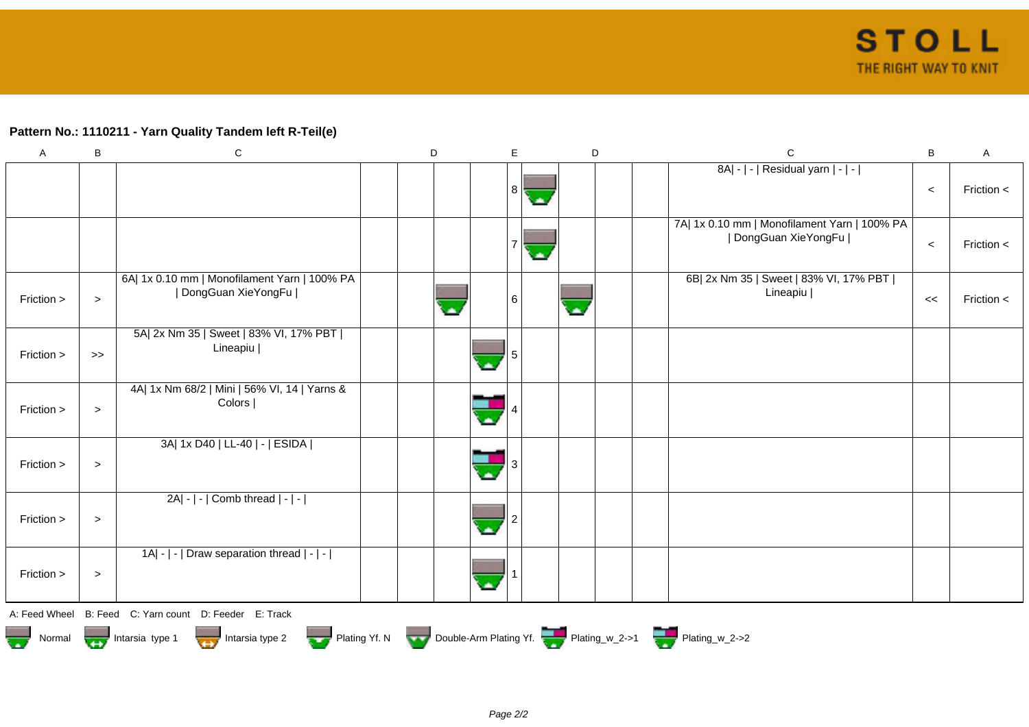**Pattern No.: 1110211 - Yarn Quality Tandem left R-Teil(e)**

| A | B | C | D | D | D | E | D | D | D | C | B | A |
|---|---|---|---|---|---|---|---|---|---|---|---|---|
| | | | | | | 8 | | | | 8A\| - \| - \| Residual yarn \| - \| - \| | < | Friction < |
| | | | | | | 7 | | | | 7A\| 1x 0.10 mm \| Monofilament Yarn \| 100% PA \| DongGuan XieYongFu \| | < | Friction < |
| Friction > | > | 6A\| 1x 0.10 mm \| Monofilament Yarn \| 100% PA \| DongGuan XieYongFu \| | | | | 6 | | | | 6B\| 2x Nm 35 \| Sweet \| 83% VI, 17% PBT \| Lineapiu \| | << | Friction < |
| Friction > | >> | 5A\| 2x Nm 35 \| Sweet \| 83% VI, 17% PBT \| Lineapiu \| | | | | 5 | | | | | | |
| Friction > | > | 4A\| 1x Nm 68/2 \| Mini \| 56% VI, 14 \| Yarns & Colors \| | | | | 4 | | | | | | |
| Friction > | > | 3A\| 1x D40 \| LL-40 \| - \| ESIDA \| | | | | 3 | | | | | | |
| Friction > | > | 2A\| - \| - \| Comb thread \| - \| - \| | | | | 2 | | | | | | |
| Friction > | > | 1A\| - \| - \| Draw separation thread \| - \| - \| | | | | 1 | | | | | | |

A: Feed Wheel B: Feed C: Yarn count D: Feeder E: Track

Normal Intarsia type 1 Intarsia type 2 Plating Yf. N Double-Arm Plating Yf. Plating_w_2->1 Plating_w_2->2